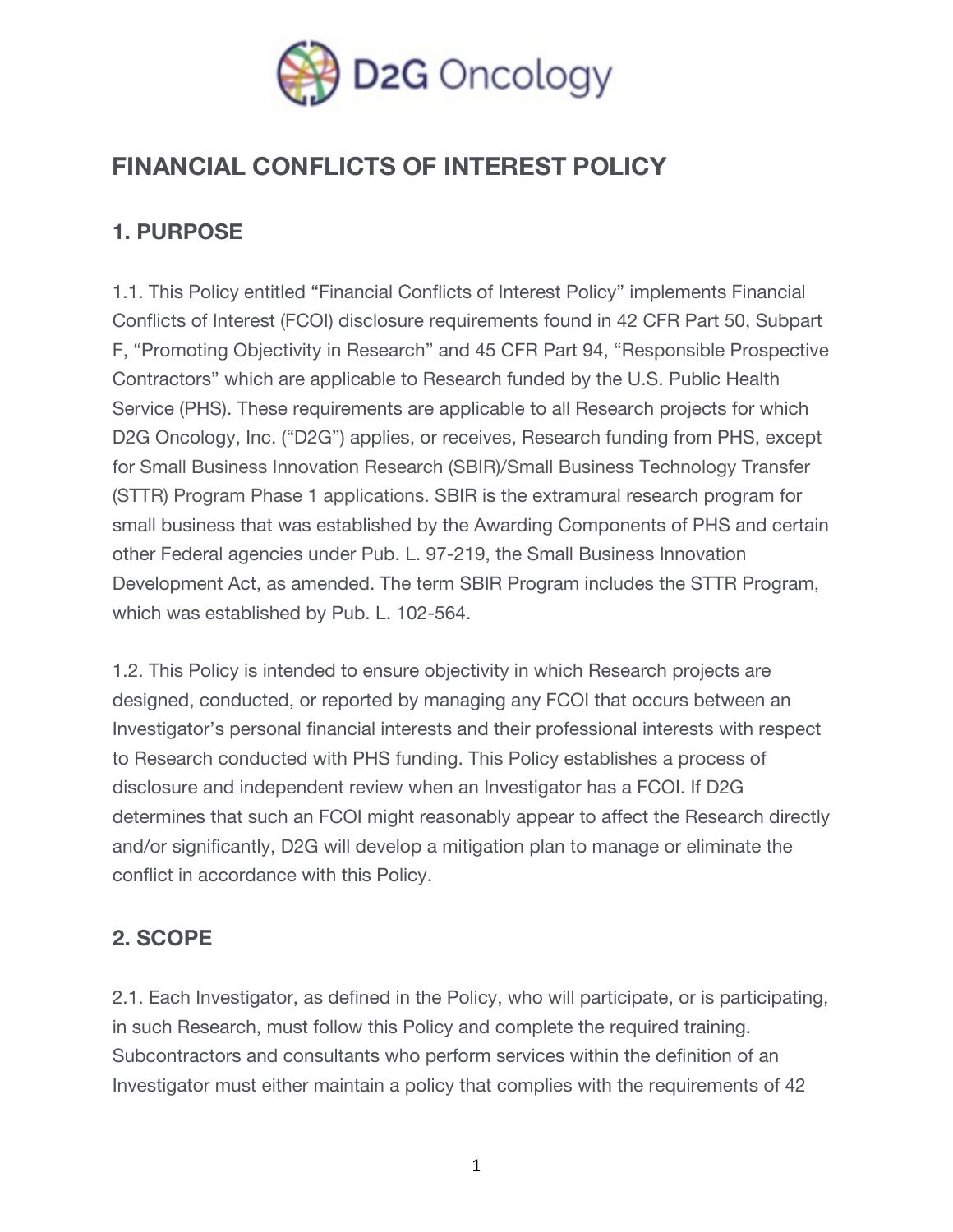# FINANCIAL CONFLICTS OF INTEREST POLICY

## 1. PURPOSE

1.1. This Policy entitled "Financial Conflicts of Interest Policy" implements Financial Conflicts of Interest (FCOI) disclosure requirements found in 42 CFR Part 50, Subpart F, "Promoting Objectivity in Research" and 45 CFR Part 94, "Responsible Prospective Contractors" which are applicable to Research funded by the U.S. Public Health Service (PHS). These requirements are applicable to all Research projects for which D2G Oncology, Inc. ("D2G") applies, or receives, Research funding from PHS, except for Small Business Innovation Research (SBIR)/Small Business Technology Transfer (STTR) Program Phase 1 applications. SBIR is the extramural research program for small business that was established by the Awarding Components of PHS and certain other Federal agencies under Pub. L. 97-219, the Small Business Innovation Development Act, as amended. The term SBIR Program includes the STTR Program, which was established by Pub. L. 102-564.

1.2. This Policy is intended to ensure objectivity in which Research projects are designed, conducted, or reported by managing any FCOI that occurs between an Investigator's personal financial interests and their professional interests with respect to Research conducted with PHS funding. This Policy establishes a process of disclosure and independent review when an Investigator has a FCOI. If D2G determines that such an FCOI might reasonably appear to affect the Research directly and/or significantly, D2G will develop a mitigation plan to manage or eliminate the conflict in accordance with this Policy.

## 2. SCOPE

2.1. Each Investigator, as defined in the Policy, who will participate, or is participating, in such Research, must follow this Policy and complete the required training. Subcontractors and consultants who perform services within the definition of an Investigator must either maintain a policy that complies with the requirements of 42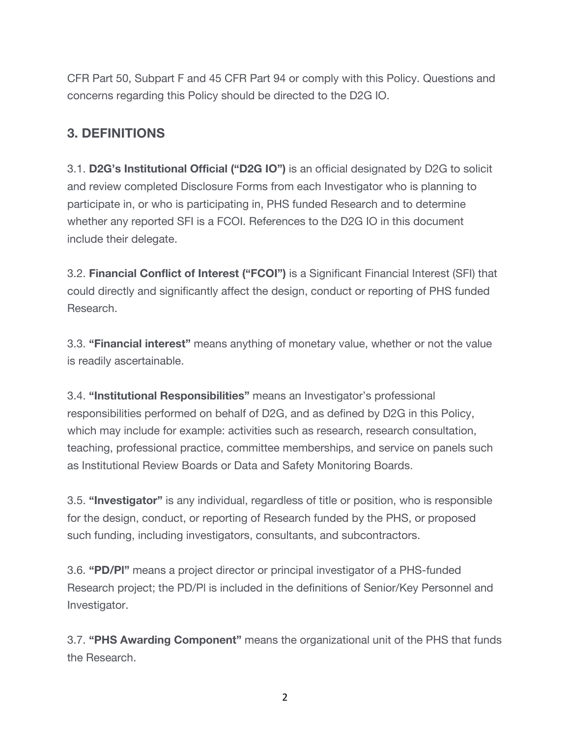CFR Part 50, Subpart F and 45 CFR Part 94 or comply with this Policy. Questions and concerns regarding this Policy should be directed to the D2G IO.

## 3. DEFINITIONS

3.1. **D2G's Institutional Official ("D2G IO")** is an official designated by D2G to solicit and review completed Disclosure Forms from each Investigator who is planning to participate in, or who is participating in, PHS funded Research and to determine whether any reported SFI is a FCOI. References to the D2G IO in this document include their delegate.

3.2. **Financial Conflict of Interest ("FCOI")** is a Significant Financial Interest (SFI) that could directly and significantly affect the design, conduct or reporting of PHS funded Research.

3.3. **"Financial interest"** means anything of monetary value, whether or not the value is readily ascertainable.

3.4. **"Institutional Responsibilities"** means an Investigator's professional responsibilities performed on behalf of D2G, and as defined by D2G in this Policy, which may include for example: activities such as research, research consultation, teaching, professional practice, committee memberships, and service on panels such as Institutional Review Boards or Data and Safety Monitoring Boards.

3.5. **"Investigator"** is any individual, regardless of title or position, who is responsible for the design, conduct, or reporting of Research funded by the PHS, or proposed such funding, including investigators, consultants, and subcontractors.

3.6. **"PD/PI"** means a project director or principal investigator of a PHS-funded Research project; the PD/PI is included in the definitions of Senior/Key Personnel and Investigator.

3.7. **"PHS Awarding Component"** means the organizational unit of the PHS that funds the Research.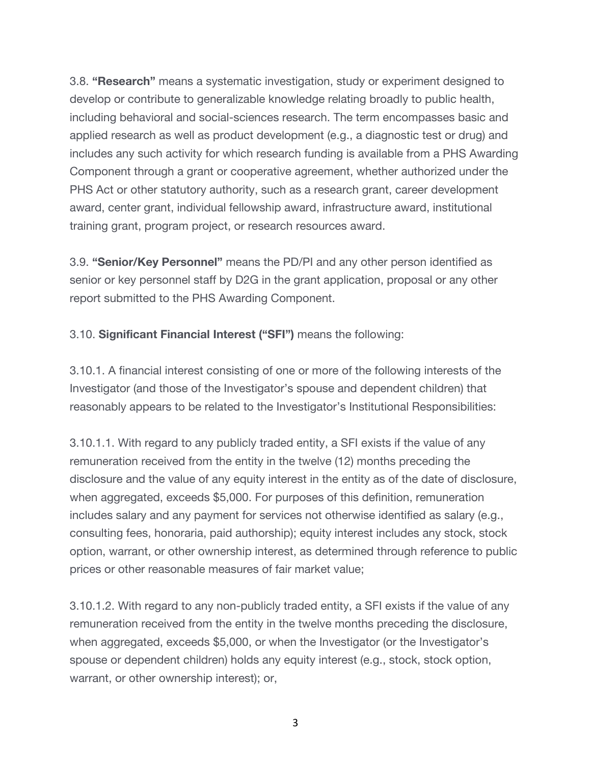3.8. **"Research"** means a systematic investigation, study or experiment designed to develop or contribute to generalizable knowledge relating broadly to public health, including behavioral and social-sciences research. The term encompasses basic and applied research as well as product development (e.g., a diagnostic test or drug) and includes any such activity for which research funding is available from a PHS Awarding Component through a grant or cooperative agreement, whether authorized under the PHS Act or other statutory authority, such as a research grant, career development award, center grant, individual fellowship award, infrastructure award, institutional training grant, program project, or research resources award.

3.9. **"Senior/Key Personnel"** means the PD/PI and any other person identified as senior or key personnel staff by D2G in the grant application, proposal or any other report submitted to the PHS Awarding Component.

3.10. **Significant Financial Interest ("SFI")** means the following:

3.10.1. A financial interest consisting of one or more of the following interests of the Investigator (and those of the Investigator's spouse and dependent children) that reasonably appears to be related to the Investigator's Institutional Responsibilities:

3.10.1.1. With regard to any publicly traded entity, a SFI exists if the value of any remuneration received from the entity in the twelve (12) months preceding the disclosure and the value of any equity interest in the entity as of the date of disclosure, when aggregated, exceeds $5,000. For purposes of this definition, remuneration includes salary and any payment for services not otherwise identified as salary (e.g., consulting fees, honoraria, paid authorship); equity interest includes any stock, stock option, warrant, or other ownership interest, as determined through reference to public prices or other reasonable measures of fair market value;

3.10.1.2. With regard to any non-publicly traded entity, a SFI exists if the value of any remuneration received from the entity in the twelve months preceding the disclosure, when aggregated, exceeds $5,000, or when the Investigator (or the Investigator's spouse or dependent children) holds any equity interest (e.g., stock, stock option, warrant, or other ownership interest); or,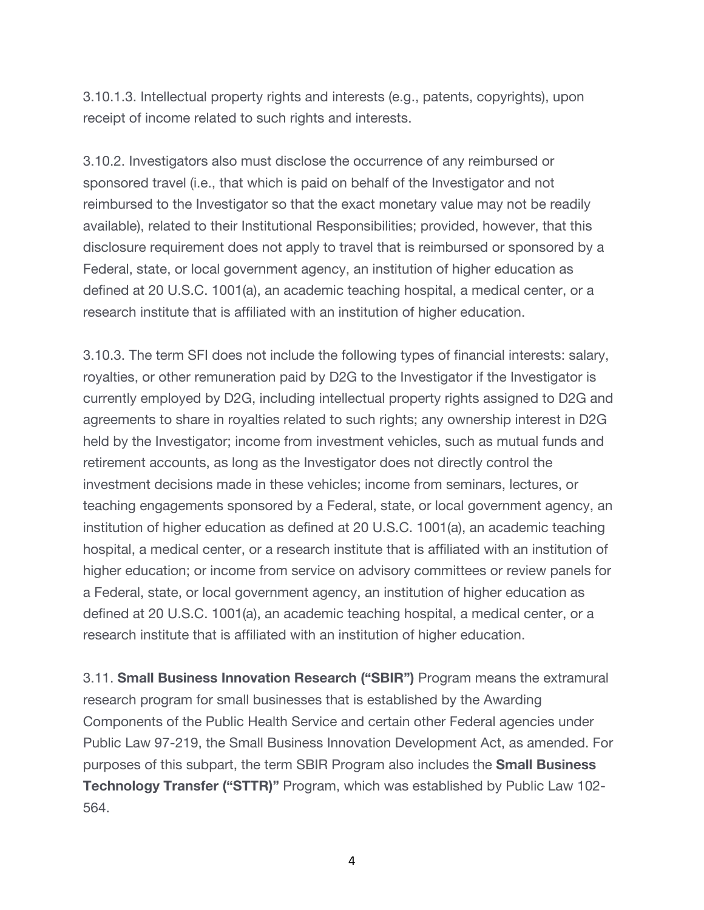3.10.1.3. Intellectual property rights and interests (e.g., patents, copyrights), upon receipt of income related to such rights and interests.

3.10.2. Investigators also must disclose the occurrence of any reimbursed or sponsored travel (i.e., that which is paid on behalf of the Investigator and not reimbursed to the Investigator so that the exact monetary value may not be readily available), related to their Institutional Responsibilities; provided, however, that this disclosure requirement does not apply to travel that is reimbursed or sponsored by a Federal, state, or local government agency, an institution of higher education as defined at 20 U.S.C. 1001(a), an academic teaching hospital, a medical center, or a research institute that is affiliated with an institution of higher education.

3.10.3. The term SFI does not include the following types of financial interests: salary, royalties, or other remuneration paid by D2G to the Investigator if the Investigator is currently employed by D2G, including intellectual property rights assigned to D2G and agreements to share in royalties related to such rights; any ownership interest in D2G held by the Investigator; income from investment vehicles, such as mutual funds and retirement accounts, as long as the Investigator does not directly control the investment decisions made in these vehicles; income from seminars, lectures, or teaching engagements sponsored by a Federal, state, or local government agency, an institution of higher education as defined at 20 U.S.C. 1001(a), an academic teaching hospital, a medical center, or a research institute that is affiliated with an institution of higher education; or income from service on advisory committees or review panels for a Federal, state, or local government agency, an institution of higher education as defined at 20 U.S.C. 1001(a), an academic teaching hospital, a medical center, or a research institute that is affiliated with an institution of higher education.

3.11. **Small Business Innovation Research ("SBIR")** Program means the extramural research program for small businesses that is established by the Awarding Components of the Public Health Service and certain other Federal agencies under Public Law 97-219, the Small Business Innovation Development Act, as amended. For purposes of this subpart, the term SBIR Program also includes the **Small Business Technology Transfer ("STTR)"** Program, which was established by Public Law 102-564.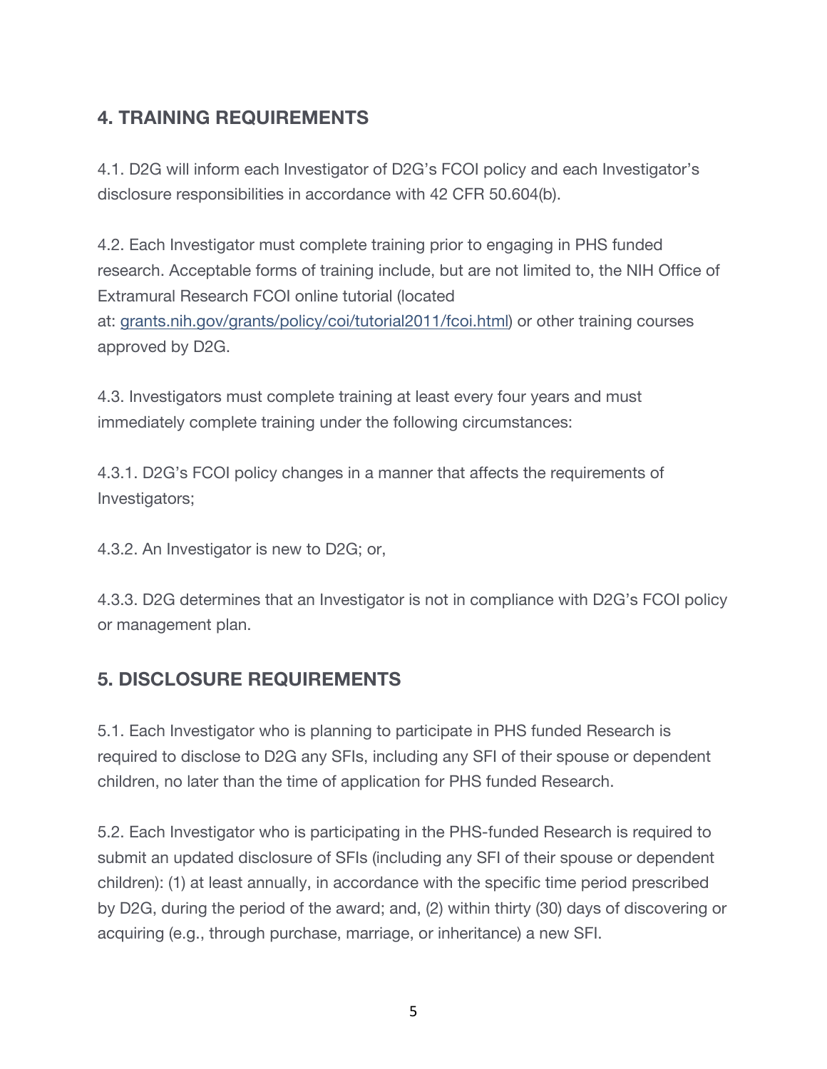## 4. TRAINING REQUIREMENTS

4.1. D2G will inform each Investigator of D2G's FCOI policy and each Investigator's disclosure responsibilities in accordance with 42 CFR 50.604(b).

4.2. Each Investigator must complete training prior to engaging in PHS funded research. Acceptable forms of training include, but are not limited to, the NIH Office of Extramural Research FCOI online tutorial (located at: [grants.nih.gov/grants/policy/coi/tutorial2011/fcoi.html](grants.nih.gov/grants/policy/coi/tutorial2011/fcoi.html)) or other training courses approved by D2G.

4.3. Investigators must complete training at least every four years and must immediately complete training under the following circumstances:

4.3.1. D2G's FCOI policy changes in a manner that affects the requirements of Investigators;

4.3.2. An Investigator is new to D2G; or,

4.3.3. D2G determines that an Investigator is not in compliance with D2G's FCOI policy or management plan.

## 5. DISCLOSURE REQUIREMENTS

5.1. Each Investigator who is planning to participate in PHS funded Research is required to disclose to D2G any SFIs, including any SFI of their spouse or dependent children, no later than the time of application for PHS funded Research.

5.2. Each Investigator who is participating in the PHS-funded Research is required to submit an updated disclosure of SFIs (including any SFI of their spouse or dependent children): (1) at least annually, in accordance with the specific time period prescribed by D2G, during the period of the award; and, (2) within thirty (30) days of discovering or acquiring (e.g., through purchase, marriage, or inheritance) a new SFI.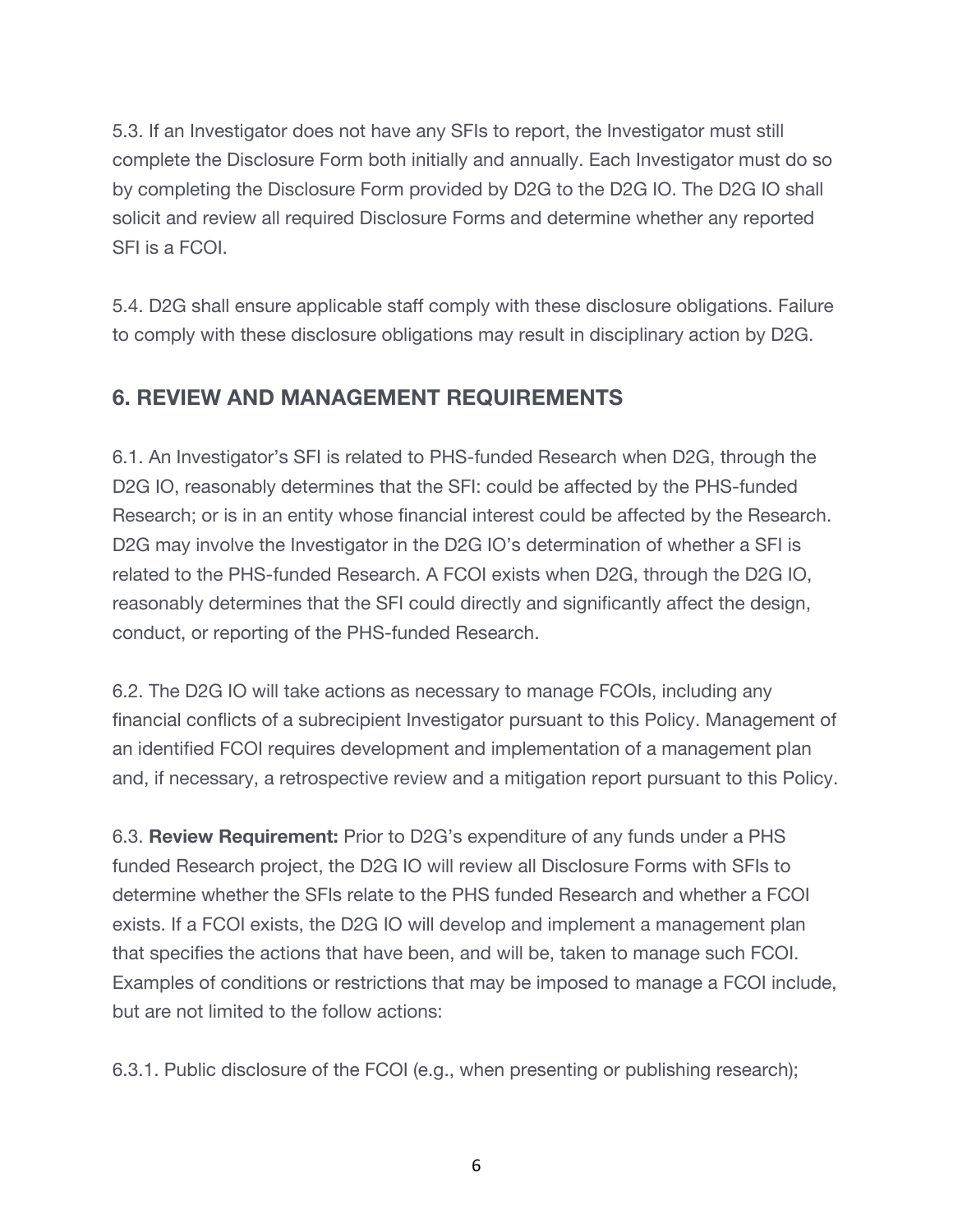5.3. If an Investigator does not have any SFIs to report, the Investigator must still complete the Disclosure Form both initially and annually. Each Investigator must do so by completing the Disclosure Form provided by D2G to the D2G IO. The D2G IO shall solicit and review all required Disclosure Forms and determine whether any reported SFI is a FCOI.

5.4. D2G shall ensure applicable staff comply with these disclosure obligations. Failure to comply with these disclosure obligations may result in disciplinary action by D2G.

## 6. REVIEW AND MANAGEMENT REQUIREMENTS

6.1. An Investigator's SFI is related to PHS-funded Research when D2G, through the D2G IO, reasonably determines that the SFI: could be affected by the PHS-funded Research; or is in an entity whose financial interest could be affected by the Research. D2G may involve the Investigator in the D2G IO's determination of whether a SFI is related to the PHS-funded Research. A FCOI exists when D2G, through the D2G IO, reasonably determines that the SFI could directly and significantly affect the design, conduct, or reporting of the PHS-funded Research.

6.2. The D2G IO will take actions as necessary to manage FCOIs, including any financial conflicts of a subrecipient Investigator pursuant to this Policy. Management of an identified FCOI requires development and implementation of a management plan and, if necessary, a retrospective review and a mitigation report pursuant to this Policy.

6.3. **Review Requirement:** Prior to D2G's expenditure of any funds under a PHS funded Research project, the D2G IO will review all Disclosure Forms with SFIs to determine whether the SFIs relate to the PHS funded Research and whether a FCOI exists. If a FCOI exists, the D2G IO will develop and implement a management plan that specifies the actions that have been, and will be, taken to manage such FCOI. Examples of conditions or restrictions that may be imposed to manage a FCOI include, but are not limited to the follow actions:

6.3.1. Public disclosure of the FCOI (e.g., when presenting or publishing research);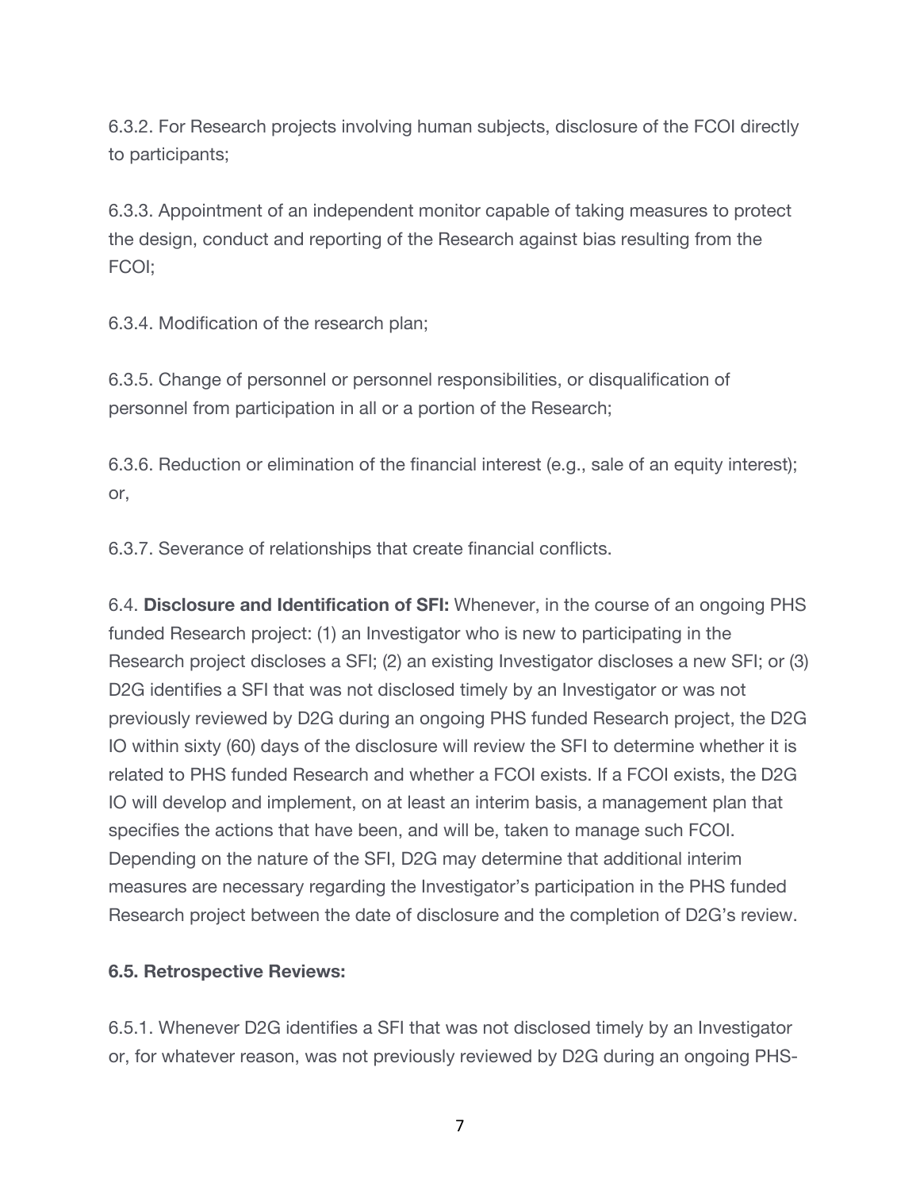6.3.2. For Research projects involving human subjects, disclosure of the FCOI directly to participants;

6.3.3. Appointment of an independent monitor capable of taking measures to protect the design, conduct and reporting of the Research against bias resulting from the FCOI;

6.3.4. Modification of the research plan;

6.3.5. Change of personnel or personnel responsibilities, or disqualification of personnel from participation in all or a portion of the Research;

6.3.6. Reduction or elimination of the financial interest (e.g., sale of an equity interest); or,

6.3.7. Severance of relationships that create financial conflicts.

6.4. **Disclosure and Identification of SFI:** Whenever, in the course of an ongoing PHS funded Research project: (1) an Investigator who is new to participating in the Research project discloses a SFI; (2) an existing Investigator discloses a new SFI; or (3) D2G identifies a SFI that was not disclosed timely by an Investigator or was not previously reviewed by D2G during an ongoing PHS funded Research project, the D2G IO within sixty (60) days of the disclosure will review the SFI to determine whether it is related to PHS funded Research and whether a FCOI exists. If a FCOI exists, the D2G IO will develop and implement, on at least an interim basis, a management plan that specifies the actions that have been, and will be, taken to manage such FCOI. Depending on the nature of the SFI, D2G may determine that additional interim measures are necessary regarding the Investigator's participation in the PHS funded Research project between the date of disclosure and the completion of D2G's review.

**6.5. Retrospective Reviews:**

6.5.1. Whenever D2G identifies a SFI that was not disclosed timely by an Investigator or, for whatever reason, was not previously reviewed by D2G during an ongoing PHS-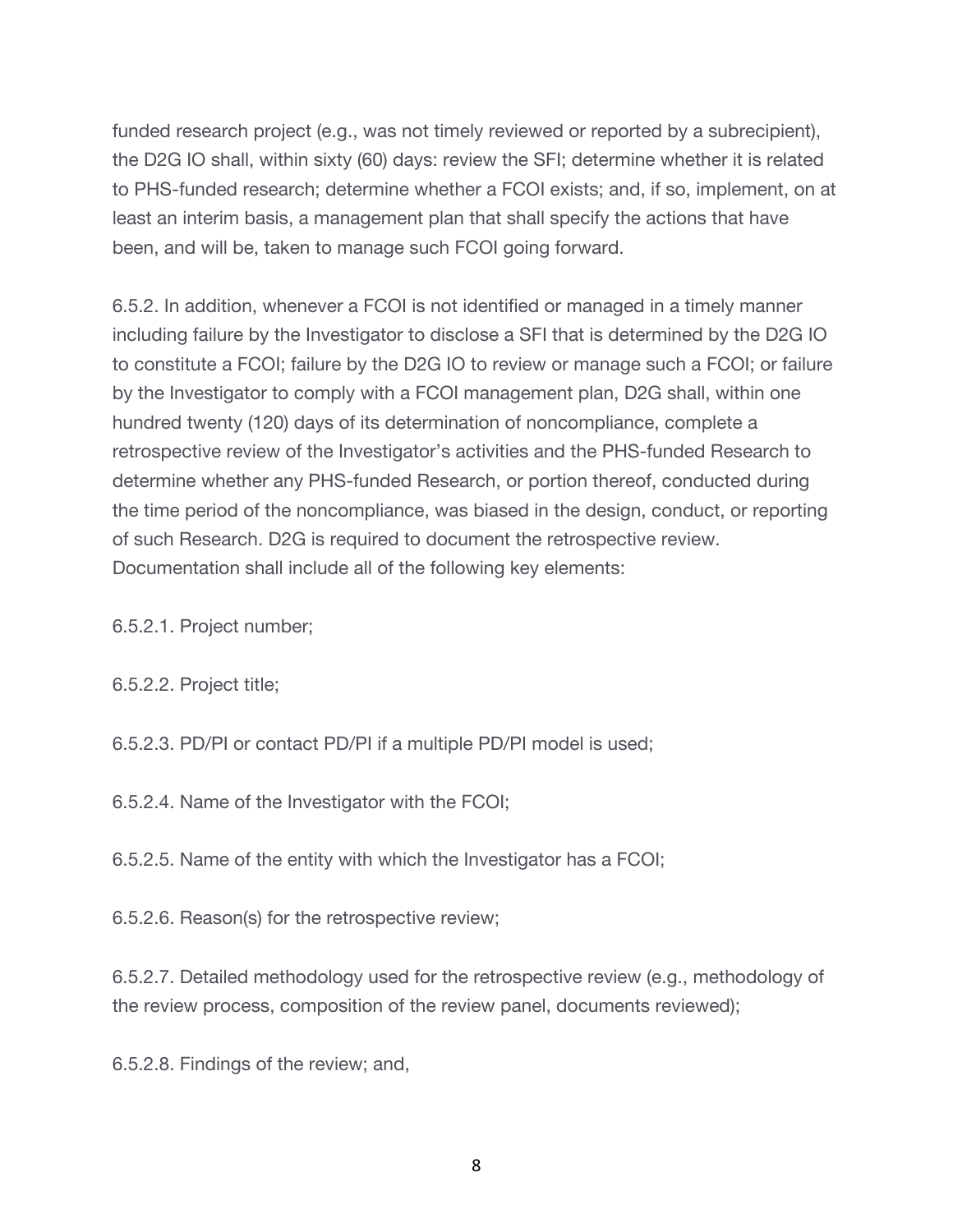funded research project (e.g., was not timely reviewed or reported by a subrecipient), the D2G IO shall, within sixty (60) days: review the SFI; determine whether it is related to PHS-funded research; determine whether a FCOI exists; and, if so, implement, on at least an interim basis, a management plan that shall specify the actions that have been, and will be, taken to manage such FCOI going forward.

6.5.2. In addition, whenever a FCOI is not identified or managed in a timely manner including failure by the Investigator to disclose a SFI that is determined by the D2G IO to constitute a FCOI; failure by the D2G IO to review or manage such a FCOI; or failure by the Investigator to comply with a FCOI management plan, D2G shall, within one hundred twenty (120) days of its determination of noncompliance, complete a retrospective review of the Investigator's activities and the PHS-funded Research to determine whether any PHS-funded Research, or portion thereof, conducted during the time period of the noncompliance, was biased in the design, conduct, or reporting of such Research. D2G is required to document the retrospective review. Documentation shall include all of the following key elements:

6.5.2.1. Project number;

6.5.2.2. Project title;

6.5.2.3. PD/PI or contact PD/PI if a multiple PD/PI model is used;

6.5.2.4. Name of the Investigator with the FCOI;

6.5.2.5. Name of the entity with which the Investigator has a FCOI;

6.5.2.6. Reason(s) for the retrospective review;

6.5.2.7. Detailed methodology used for the retrospective review (e.g., methodology of the review process, composition of the review panel, documents reviewed);

6.5.2.8. Findings of the review; and,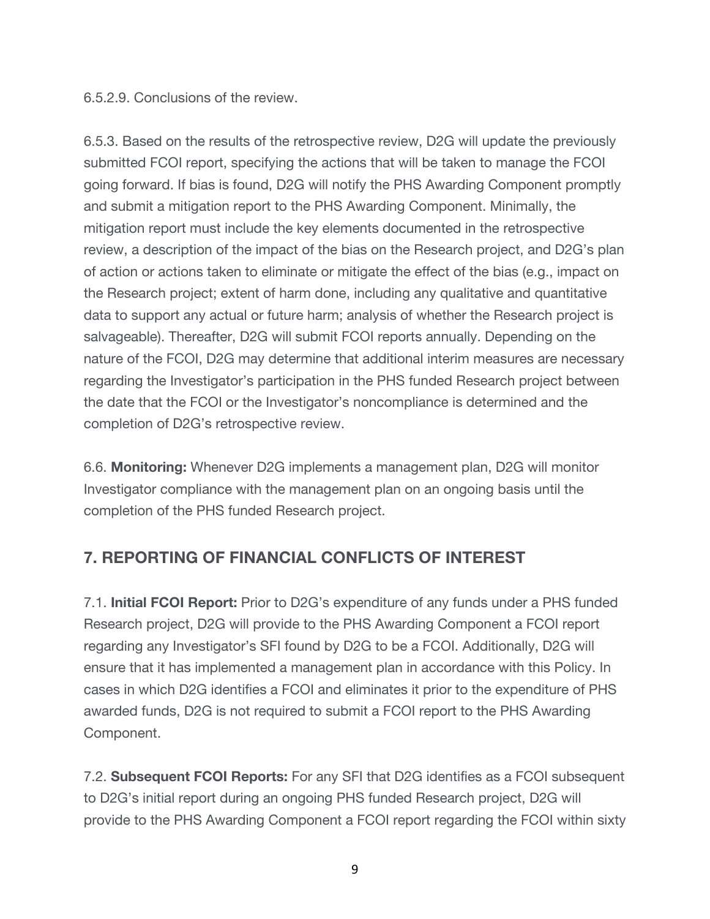6.5.2.9. Conclusions of the review.

6.5.3. Based on the results of the retrospective review, D2G will update the previously submitted FCOI report, specifying the actions that will be taken to manage the FCOI going forward. If bias is found, D2G will notify the PHS Awarding Component promptly and submit a mitigation report to the PHS Awarding Component. Minimally, the mitigation report must include the key elements documented in the retrospective review, a description of the impact of the bias on the Research project, and D2G's plan of action or actions taken to eliminate or mitigate the effect of the bias (e.g., impact on the Research project; extent of harm done, including any qualitative and quantitative data to support any actual or future harm; analysis of whether the Research project is salvageable). Thereafter, D2G will submit FCOI reports annually. Depending on the nature of the FCOI, D2G may determine that additional interim measures are necessary regarding the Investigator's participation in the PHS funded Research project between the date that the FCOI or the Investigator's noncompliance is determined and the completion of D2G's retrospective review.

6.6. **Monitoring:** Whenever D2G implements a management plan, D2G will monitor Investigator compliance with the management plan on an ongoing basis until the completion of the PHS funded Research project.

## 7. REPORTING OF FINANCIAL CONFLICTS OF INTEREST

7.1. **Initial FCOI Report:** Prior to D2G's expenditure of any funds under a PHS funded Research project, D2G will provide to the PHS Awarding Component a FCOI report regarding any Investigator's SFI found by D2G to be a FCOI. Additionally, D2G will ensure that it has implemented a management plan in accordance with this Policy. In cases in which D2G identifies a FCOI and eliminates it prior to the expenditure of PHS awarded funds, D2G is not required to submit a FCOI report to the PHS Awarding Component.

7.2. **Subsequent FCOI Reports:** For any SFI that D2G identifies as a FCOI subsequent to D2G's initial report during an ongoing PHS funded Research project, D2G will provide to the PHS Awarding Component a FCOI report regarding the FCOI within sixty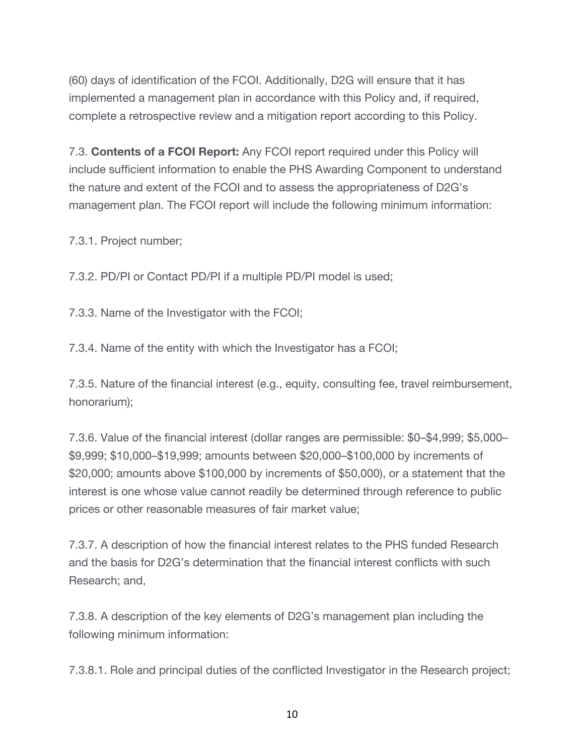(60) days of identification of the FCOI. Additionally, D2G will ensure that it has implemented a management plan in accordance with this Policy and, if required, complete a retrospective review and a mitigation report according to this Policy.

7.3. **Contents of a FCOI Report:** Any FCOI report required under this Policy will include sufficient information to enable the PHS Awarding Component to understand the nature and extent of the FCOI and to assess the appropriateness of D2G's management plan. The FCOI report will include the following minimum information:

7.3.1. Project number;

7.3.2. PD/PI or Contact PD/PI if a multiple PD/PI model is used;

7.3.3. Name of the Investigator with the FCOI;

7.3.4. Name of the entity with which the Investigator has a FCOI;

7.3.5. Nature of the financial interest (e.g., equity, consulting fee, travel reimbursement, honorarium);

7.3.6. Value of the financial interest (dollar ranges are permissible: \$0–\$4,999; \$5,000–\$9,999; \$10,000–\$19,999; amounts between \$20,000–\$100,000 by increments of \$20,000; amounts above \$100,000 by increments of \$50,000), or a statement that the interest is one whose value cannot readily be determined through reference to public prices or other reasonable measures of fair market value;

7.3.7. A description of how the financial interest relates to the PHS funded Research and the basis for D2G's determination that the financial interest conflicts with such Research; and,

7.3.8. A description of the key elements of D2G's management plan including the following minimum information:

7.3.8.1. Role and principal duties of the conflicted Investigator in the Research project;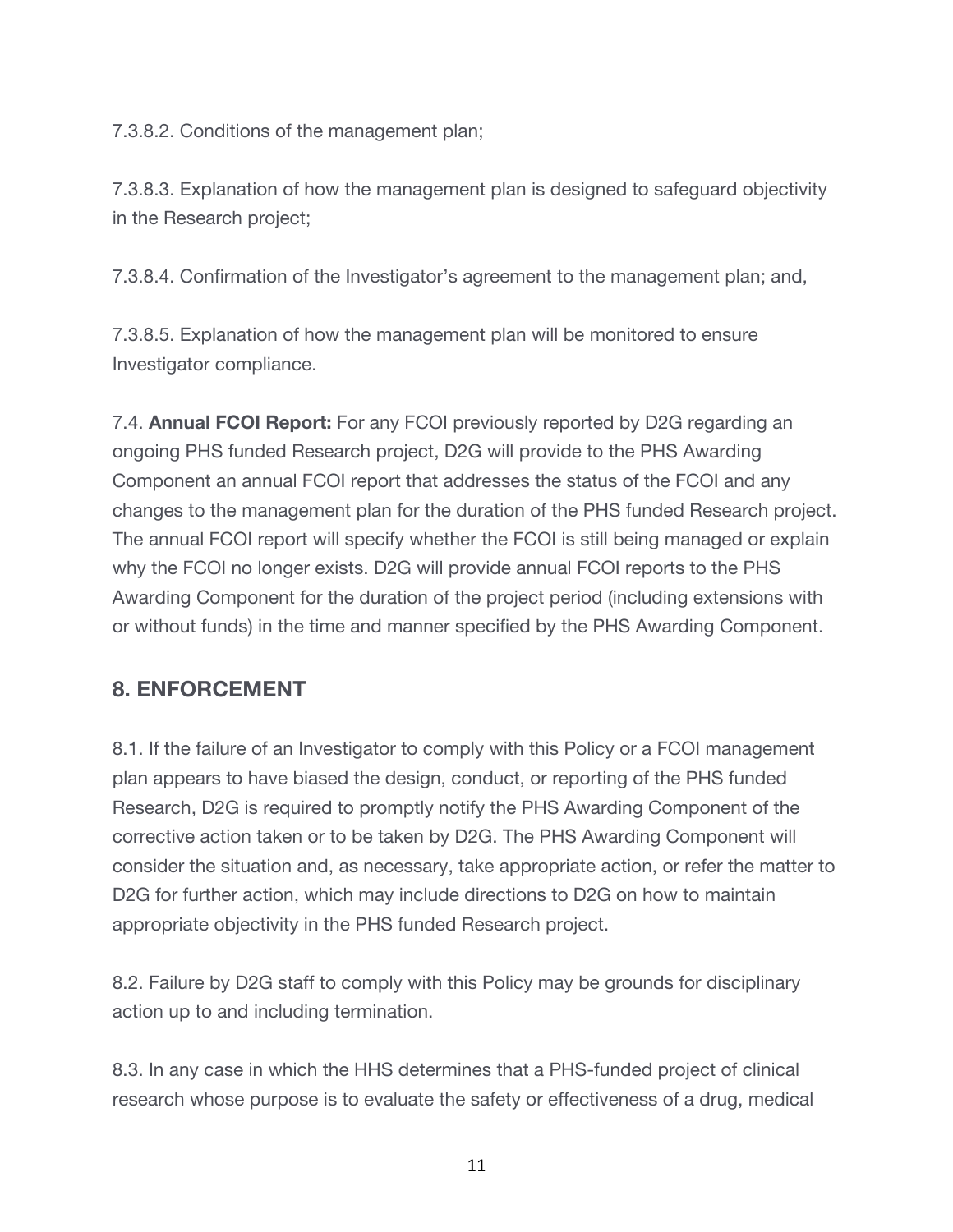7.3.8.2. Conditions of the management plan;

7.3.8.3. Explanation of how the management plan is designed to safeguard objectivity in the Research project;

7.3.8.4. Confirmation of the Investigator's agreement to the management plan; and,

7.3.8.5. Explanation of how the management plan will be monitored to ensure Investigator compliance.

7.4. **Annual FCOI Report:** For any FCOI previously reported by D2G regarding an ongoing PHS funded Research project, D2G will provide to the PHS Awarding Component an annual FCOI report that addresses the status of the FCOI and any changes to the management plan for the duration of the PHS funded Research project. The annual FCOI report will specify whether the FCOI is still being managed or explain why the FCOI no longer exists. D2G will provide annual FCOI reports to the PHS Awarding Component for the duration of the project period (including extensions with or without funds) in the time and manner specified by the PHS Awarding Component.

## 8. ENFORCEMENT

8.1. If the failure of an Investigator to comply with this Policy or a FCOI management plan appears to have biased the design, conduct, or reporting of the PHS funded Research, D2G is required to promptly notify the PHS Awarding Component of the corrective action taken or to be taken by D2G. The PHS Awarding Component will consider the situation and, as necessary, take appropriate action, or refer the matter to D2G for further action, which may include directions to D2G on how to maintain appropriate objectivity in the PHS funded Research project.

8.2. Failure by D2G staff to comply with this Policy may be grounds for disciplinary action up to and including termination.

8.3. In any case in which the HHS determines that a PHS-funded project of clinical research whose purpose is to evaluate the safety or effectiveness of a drug, medical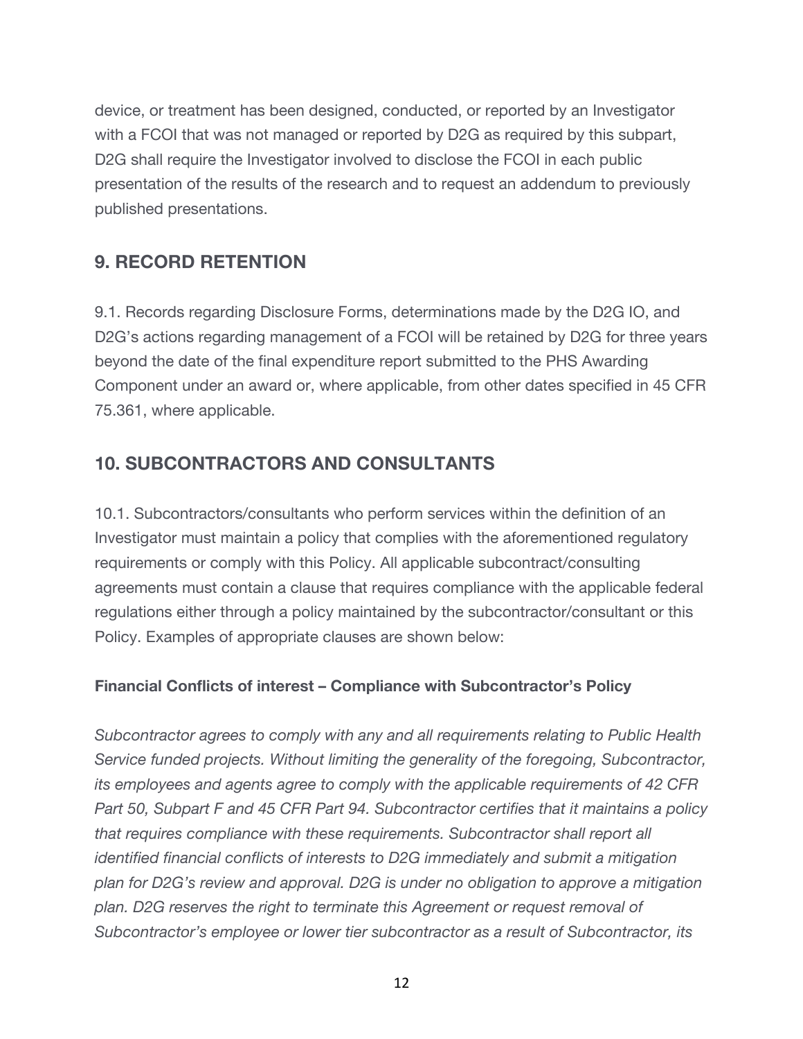device, or treatment has been designed, conducted, or reported by an Investigator with a FCOI that was not managed or reported by D2G as required by this subpart, D2G shall require the Investigator involved to disclose the FCOI in each public presentation of the results of the research and to request an addendum to previously published presentations.

## 9. RECORD RETENTION

9.1. Records regarding Disclosure Forms, determinations made by the D2G IO, and D2G's actions regarding management of a FCOI will be retained by D2G for three years beyond the date of the final expenditure report submitted to the PHS Awarding Component under an award or, where applicable, from other dates specified in 45 CFR 75.361, where applicable.

## 10. SUBCONTRACTORS AND CONSULTANTS

10.1. Subcontractors/consultants who perform services within the definition of an Investigator must maintain a policy that complies with the aforementioned regulatory requirements or comply with this Policy. All applicable subcontract/consulting agreements must contain a clause that requires compliance with the applicable federal regulations either through a policy maintained by the subcontractor/consultant or this Policy. Examples of appropriate clauses are shown below:

**Financial Conflicts of interest – Compliance with Subcontractor's Policy**

*Subcontractor agrees to comply with any and all requirements relating to Public Health Service funded projects. Without limiting the generality of the foregoing, Subcontractor, its employees and agents agree to comply with the applicable requirements of 42 CFR Part 50, Subpart F and 45 CFR Part 94. Subcontractor certifies that it maintains a policy that requires compliance with these requirements. Subcontractor shall report all identified financial conflicts of interests to D2G immediately and submit a mitigation plan for D2G's review and approval. D2G is under no obligation to approve a mitigation plan. D2G reserves the right to terminate this Agreement or request removal of Subcontractor's employee or lower tier subcontractor as a result of Subcontractor, its*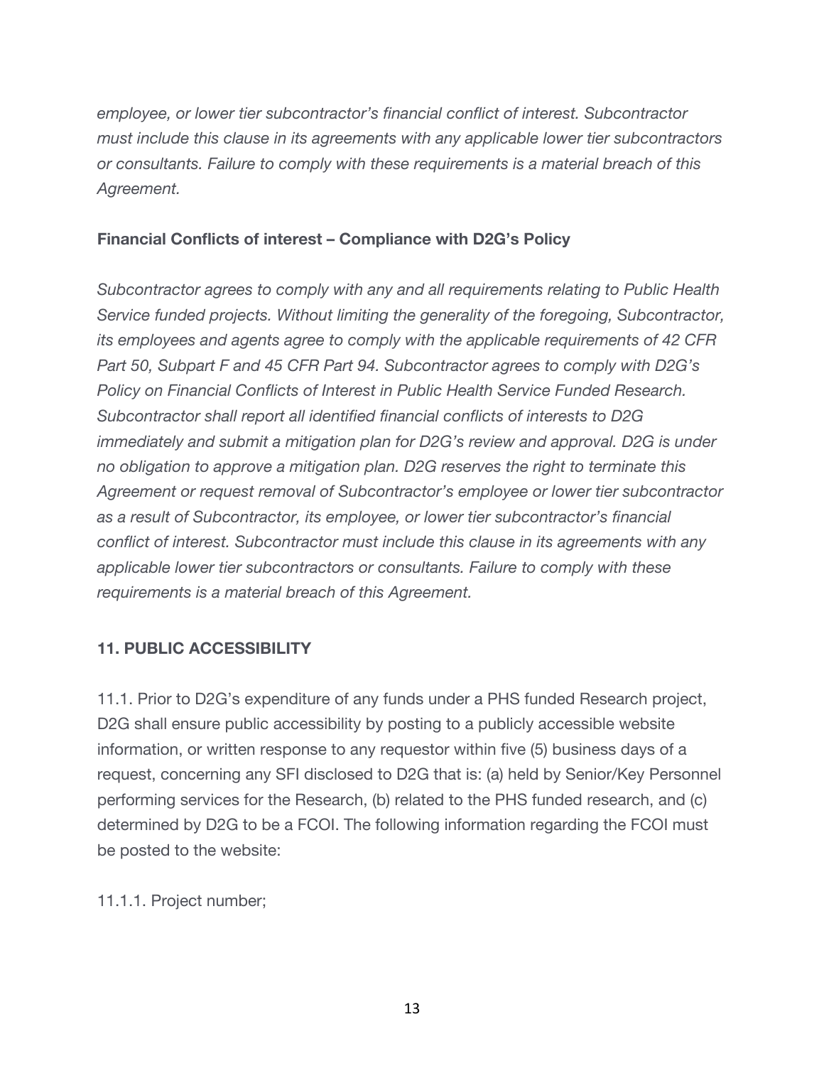*employee, or lower tier subcontractor's financial conflict of interest. Subcontractor must include this clause in its agreements with any applicable lower tier subcontractors or consultants. Failure to comply with these requirements is a material breach of this Agreement.*

**Financial Conflicts of interest – Compliance with D2G's Policy**

*Subcontractor agrees to comply with any and all requirements relating to Public Health Service funded projects. Without limiting the generality of the foregoing, Subcontractor, its employees and agents agree to comply with the applicable requirements of 42 CFR Part 50, Subpart F and 45 CFR Part 94. Subcontractor agrees to comply with D2G's Policy on Financial Conflicts of Interest in Public Health Service Funded Research. Subcontractor shall report all identified financial conflicts of interests to D2G immediately and submit a mitigation plan for D2G's review and approval. D2G is under no obligation to approve a mitigation plan. D2G reserves the right to terminate this Agreement or request removal of Subcontractor's employee or lower tier subcontractor as a result of Subcontractor, its employee, or lower tier subcontractor's financial conflict of interest. Subcontractor must include this clause in its agreements with any applicable lower tier subcontractors or consultants. Failure to comply with these requirements is a material breach of this Agreement.*

## 11. PUBLIC ACCESSIBILITY

11.1. Prior to D2G's expenditure of any funds under a PHS funded Research project, D2G shall ensure public accessibility by posting to a publicly accessible website information, or written response to any requestor within five (5) business days of a request, concerning any SFI disclosed to D2G that is: (a) held by Senior/Key Personnel performing services for the Research, (b) related to the PHS funded research, and (c) determined by D2G to be a FCOI. The following information regarding the FCOI must be posted to the website:

11.1.1. Project number;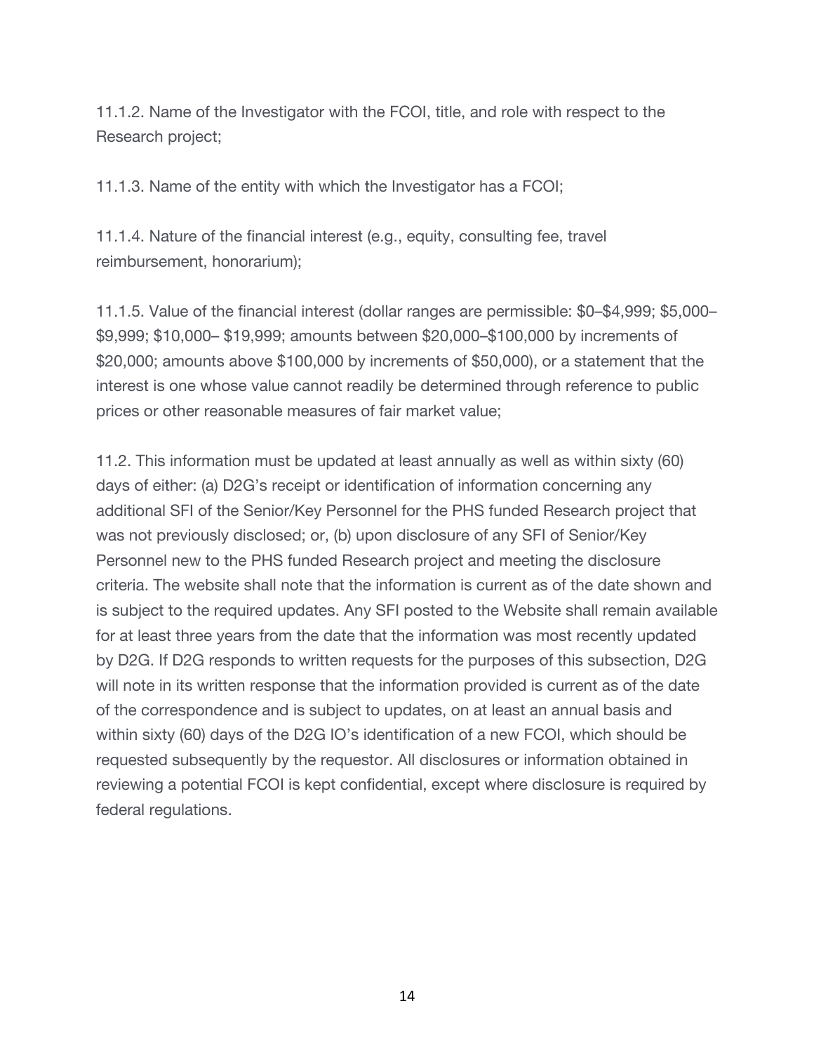11.1.2. Name of the Investigator with the FCOI, title, and role with respect to the Research project;

11.1.3. Name of the entity with which the Investigator has a FCOI;

11.1.4. Nature of the financial interest (e.g., equity, consulting fee, travel reimbursement, honorarium);

11.1.5. Value of the financial interest (dollar ranges are permissible: $0–$4,999; $5,000–$9,999; $10,000– $19,999; amounts between $20,000–$100,000 by increments of $20,000; amounts above $100,000 by increments of $50,000), or a statement that the interest is one whose value cannot readily be determined through reference to public prices or other reasonable measures of fair market value;

11.2. This information must be updated at least annually as well as within sixty (60) days of either: (a) D2G's receipt or identification of information concerning any additional SFI of the Senior/Key Personnel for the PHS funded Research project that was not previously disclosed; or, (b) upon disclosure of any SFI of Senior/Key Personnel new to the PHS funded Research project and meeting the disclosure criteria. The website shall note that the information is current as of the date shown and is subject to the required updates. Any SFI posted to the Website shall remain available for at least three years from the date that the information was most recently updated by D2G. If D2G responds to written requests for the purposes of this subsection, D2G will note in its written response that the information provided is current as of the date of the correspondence and is subject to updates, on at least an annual basis and within sixty (60) days of the D2G IO's identification of a new FCOI, which should be requested subsequently by the requestor. All disclosures or information obtained in reviewing a potential FCOI is kept confidential, except where disclosure is required by federal regulations.